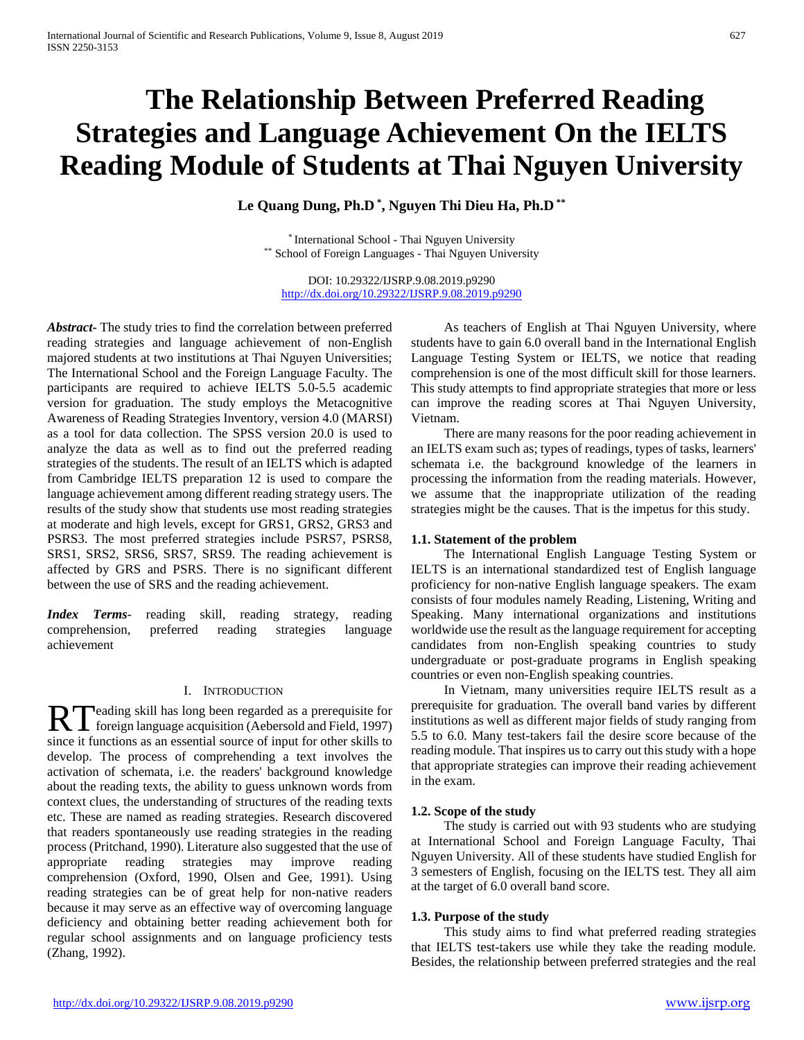# The Relationship Between Preferred Reading Strategies and Language Achievement On the IELTS Reading Module of Students at Thai Nguyen University

**Le Quang Dung, Ph.D [*], Nguyen Thi Dieu Ha, Ph.D [**]**

[*] International School - Thai Nguyen University
[**] School of Foreign Languages - Thai Nguyen University

DOI: 10.29322/IJSRP.9.08.2019.p9290
http://dx.doi.org/10.29322/IJSRP.9.08.2019.p9290

***Abstract***- The study tries to find the correlation between preferred reading strategies and language achievement of non-English majored students at two institutions at Thai Nguyen Universities; The International School and the Foreign Language Faculty. The participants are required to achieve IELTS 5.0-5.5 academic version for graduation. The study employs the Metacognitive Awareness of Reading Strategies Inventory, version 4.0 (MARSI) as a tool for data collection. The SPSS version 20.0 is used to analyze the data as well as to find out the preferred reading strategies of the students. The result of an IELTS which is adapted from Cambridge IELTS preparation 12 is used to compare the language achievement among different reading strategy users. The results of the study show that students use most reading strategies at moderate and high levels, except for GRS1, GRS2, GRS3 and PSRS3. The most preferred strategies include PSRS7, PSRS8, SRS1, SRS2, SRS6, SRS7, SRS9. The reading achievement is affected by GRS and PSRS. There is no significant different between the use of SRS and the reading achievement.

***Index Terms***- reading skill, reading strategy, reading comprehension, preferred reading strategies language achievement

## I. Introduction

Reading skill has long been regarded as a prerequisite for foreign language acquisition (Aebersold and Field, 1997) since it functions as an essential source of input for other skills to develop. The process of comprehending a text involves the activation of schemata, i.e. the readers' background knowledge about the reading texts, the ability to guess unknown words from context clues, the understanding of structures of the reading texts etc. These are named as reading strategies. Research discovered that readers spontaneously use reading strategies in the reading process (Pritchand, 1990). Literature also suggested that the use of appropriate reading strategies may improve reading comprehension (Oxford, 1990, Olsen and Gee, 1991). Using reading strategies can be of great help for non-native readers because it may serve as an effective way of overcoming language deficiency and obtaining better reading achievement both for regular school assignments and on language proficiency tests (Zhang, 1992).

As teachers of English at Thai Nguyen University, where students have to gain 6.0 overall band in the International English Language Testing System or IELTS, we notice that reading comprehension is one of the most difficult skill for those learners. This study attempts to find appropriate strategies that more or less can improve the reading scores at Thai Nguyen University, Vietnam.

There are many reasons for the poor reading achievement in an IELTS exam such as; types of readings, types of tasks, learners' schemata i.e. the background knowledge of the learners in processing the information from the reading materials. However, we assume that the inappropriate utilization of the reading strategies might be the causes. That is the impetus for this study.

### 1.1. Statement of the problem

The International English Language Testing System or IELTS is an international standardized test of English language proficiency for non-native English language speakers. The exam consists of four modules namely Reading, Listening, Writing and Speaking. Many international organizations and institutions worldwide use the result as the language requirement for accepting candidates from non-English speaking countries to study undergraduate or post-graduate programs in English speaking countries or even non-English speaking countries.

In Vietnam, many universities require IELTS result as a prerequisite for graduation. The overall band varies by different institutions as well as different major fields of study ranging from 5.5 to 6.0. Many test-takers fail the desire score because of the reading module. That inspires us to carry out this study with a hope that appropriate strategies can improve their reading achievement in the exam.

### 1.2. Scope of the study

The study is carried out with 93 students who are studying at International School and Foreign Language Faculty, Thai Nguyen University. All of these students have studied English for 3 semesters of English, focusing on the IELTS test. They all aim at the target of 6.0 overall band score.

### 1.3. Purpose of the study

This study aims to find what preferred reading strategies that IELTS test-takers use while they take the reading module. Besides, the relationship between preferred strategies and the real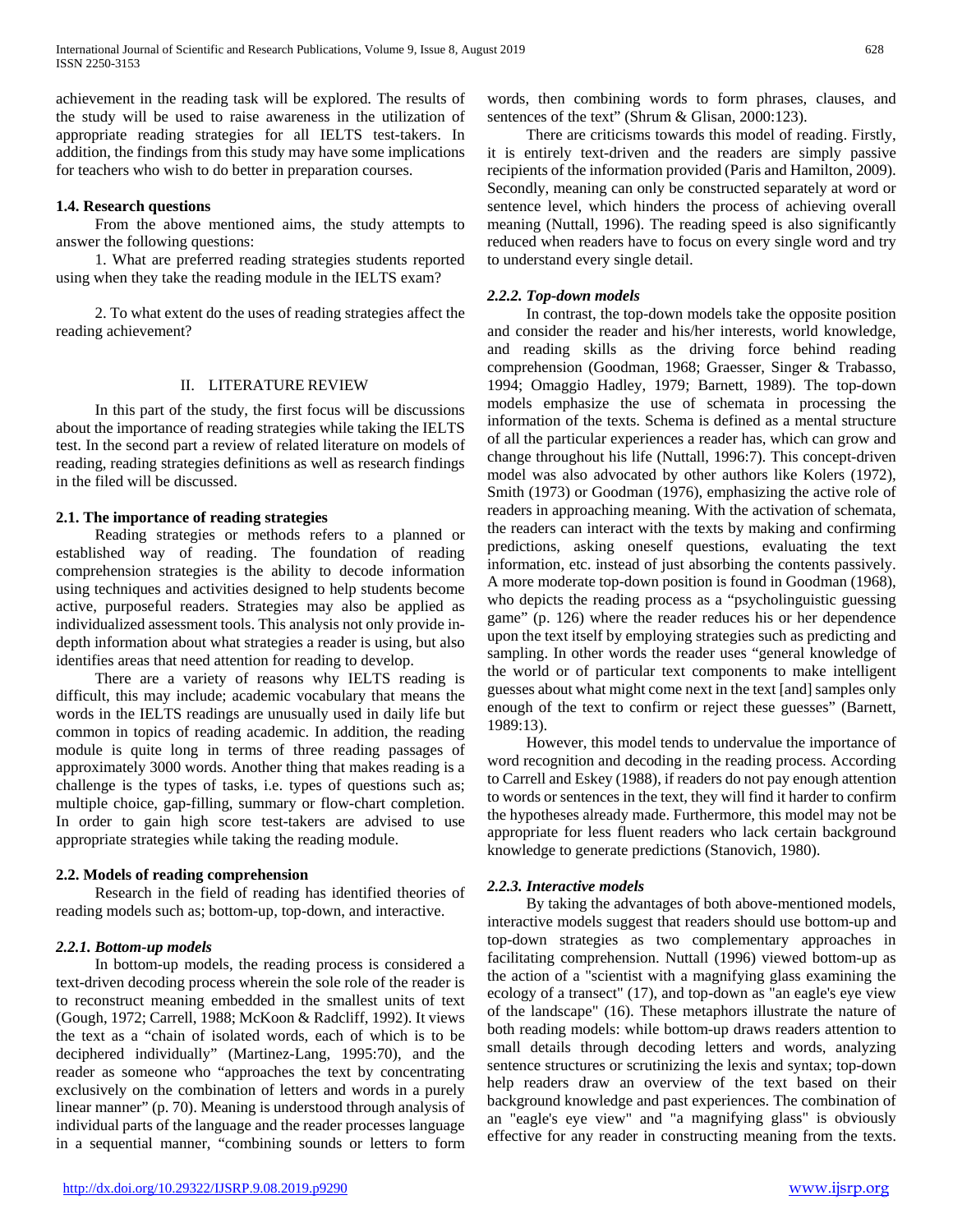achievement in the reading task will be explored. The results of the study will be used to raise awareness in the utilization of appropriate reading strategies for all IELTS test-takers. In addition, the findings from this study may have some implications for teachers who wish to do better in preparation courses.

### 1.4. Research questions

From the above mentioned aims, the study attempts to answer the following questions:

1. What are preferred reading strategies students reported using when they take the reading module in the IELTS exam?

2. To what extent do the uses of reading strategies affect the reading achievement?

## II. LITERATURE REVIEW

In this part of the study, the first focus will be discussions about the importance of reading strategies while taking the IELTS test. In the second part a review of related literature on models of reading, reading strategies definitions as well as research findings in the filed will be discussed.

### 2.1. The importance of reading strategies

Reading strategies or methods refers to a planned or established way of reading. The foundation of reading comprehension strategies is the ability to decode information using techniques and activities designed to help students become active, purposeful readers. Strategies may also be applied as individualized assessment tools. This analysis not only provide in-depth information about what strategies a reader is using, but also identifies areas that need attention for reading to develop.

There are a variety of reasons why IELTS reading is difficult, this may include; academic vocabulary that means the words in the IELTS readings are unusually used in daily life but common in topics of reading academic. In addition, the reading module is quite long in terms of three reading passages of approximately 3000 words. Another thing that makes reading is a challenge is the types of tasks, i.e. types of questions such as; multiple choice, gap-filling, summary or flow-chart completion. In order to gain high score test-takers are advised to use appropriate strategies while taking the reading module.

### 2.2. Models of reading comprehension

Research in the field of reading has identified theories of reading models such as; bottom-up, top-down, and interactive.

#### *2.2.1. Bottom-up models*

In bottom-up models, the reading process is considered a text-driven decoding process wherein the sole role of the reader is to reconstruct meaning embedded in the smallest units of text (Gough, 1972; Carrell, 1988; McKoon & Radcliff, 1992). It views the text as a "chain of isolated words, each of which is to be deciphered individually" (Martinez-Lang, 1995:70), and the reader as someone who "approaches the text by concentrating exclusively on the combination of letters and words in a purely linear manner" (p. 70). Meaning is understood through analysis of individual parts of the language and the reader processes language in a sequential manner, "combining sounds or letters to form words, then combining words to form phrases, clauses, and sentences of the text" (Shrum & Glisan, 2000:123).

There are criticisms towards this model of reading. Firstly, it is entirely text-driven and the readers are simply passive recipients of the information provided (Paris and Hamilton, 2009). Secondly, meaning can only be constructed separately at word or sentence level, which hinders the process of achieving overall meaning (Nuttall, 1996). The reading speed is also significantly reduced when readers have to focus on every single word and try to understand every single detail.

#### *2.2.2. Top-down models*

In contrast, the top-down models take the opposite position and consider the reader and his/her interests, world knowledge, and reading skills as the driving force behind reading comprehension (Goodman, 1968; Graesser, Singer & Trabasso, 1994; Omaggio Hadley, 1979; Barnett, 1989). The top-down models emphasize the use of schemata in processing the information of the texts. Schema is defined as a mental structure of all the particular experiences a reader has, which can grow and change throughout his life (Nuttall, 1996:7). This concept-driven model was also advocated by other authors like Kolers (1972), Smith (1973) or Goodman (1976), emphasizing the active role of readers in approaching meaning. With the activation of schemata, the readers can interact with the texts by making and confirming predictions, asking oneself questions, evaluating the text information, etc. instead of just absorbing the contents passively. A more moderate top-down position is found in Goodman (1968), who depicts the reading process as a "psycholinguistic guessing game" (p. 126) where the reader reduces his or her dependence upon the text itself by employing strategies such as predicting and sampling. In other words the reader uses "general knowledge of the world or of particular text components to make intelligent guesses about what might come next in the text [and] samples only enough of the text to confirm or reject these guesses" (Barnett, 1989:13).

However, this model tends to undervalue the importance of word recognition and decoding in the reading process. According to Carrell and Eskey (1988), if readers do not pay enough attention to words or sentences in the text, they will find it harder to confirm the hypotheses already made. Furthermore, this model may not be appropriate for less fluent readers who lack certain background knowledge to generate predictions (Stanovich, 1980).

#### *2.2.3. Interactive models*

By taking the advantages of both above-mentioned models, interactive models suggest that readers should use bottom-up and top-down strategies as two complementary approaches in facilitating comprehension. Nuttall (1996) viewed bottom-up as the action of a "scientist with a magnifying glass examining the ecology of a transect" (17), and top-down as "an eagle's eye view of the landscape" (16). These metaphors illustrate the nature of both reading models: while bottom-up draws readers attention to small details through decoding letters and words, analyzing sentence structures or scrutinizing the lexis and syntax; top-down help readers draw an overview of the text based on their background knowledge and past experiences. The combination of an "eagle's eye view" and "a magnifying glass" is obviously effective for any reader in constructing meaning from the texts.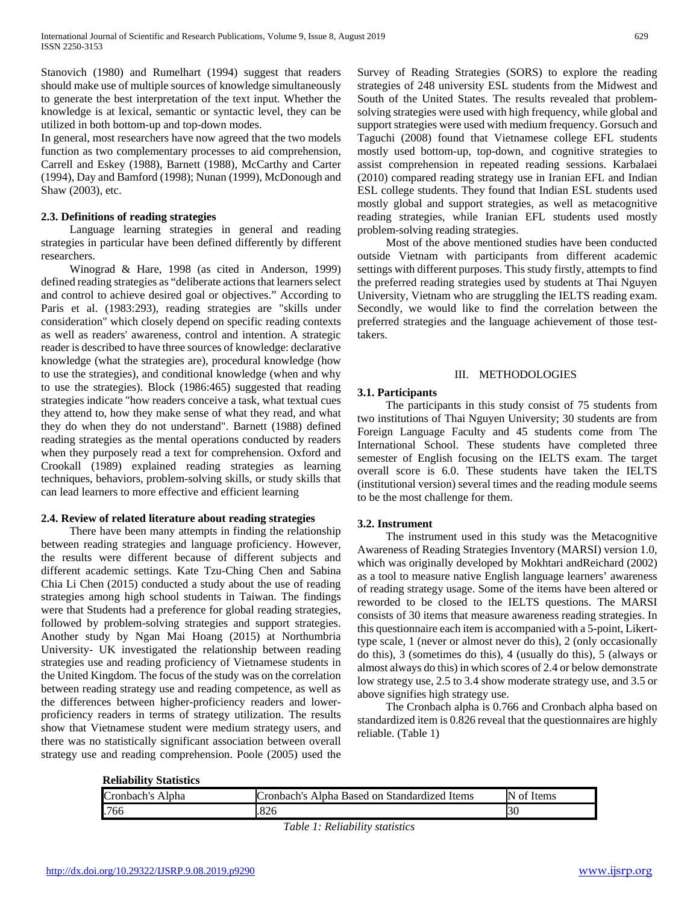Stanovich (1980) and Rumelhart (1994) suggest that readers should make use of multiple sources of knowledge simultaneously to generate the best interpretation of the text input. Whether the knowledge is at lexical, semantic or syntactic level, they can be utilized in both bottom-up and top-down modes.

In general, most researchers have now agreed that the two models function as two complementary processes to aid comprehension, Carrell and Eskey (1988), Barnett (1988), McCarthy and Carter (1994), Day and Bamford (1998); Nunan (1999), McDonough and Shaw (2003), etc.

### 2.3. Definitions of reading strategies

Language learning strategies in general and reading strategies in particular have been defined differently by different researchers.

Winograd & Hare, 1998 (as cited in Anderson, 1999) defined reading strategies as "deliberate actions that learners select and control to achieve desired goal or objectives." According to Paris et al. (1983:293), reading strategies are "skills under consideration" which closely depend on specific reading contexts as well as readers' awareness, control and intention. A strategic reader is described to have three sources of knowledge: declarative knowledge (what the strategies are), procedural knowledge (how to use the strategies), and conditional knowledge (when and why to use the strategies). Block (1986:465) suggested that reading strategies indicate "how readers conceive a task, what textual cues they attend to, how they make sense of what they read, and what they do when they do not understand". Barnett (1988) defined reading strategies as the mental operations conducted by readers when they purposely read a text for comprehension. Oxford and Crookall (1989) explained reading strategies as learning techniques, behaviors, problem-solving skills, or study skills that can lead learners to more effective and efficient learning

### 2.4. Review of related literature about reading strategies

There have been many attempts in finding the relationship between reading strategies and language proficiency. However, the results were different because of different subjects and different academic settings. Kate Tzu-Ching Chen and Sabina Chia Li Chen (2015) conducted a study about the use of reading strategies among high school students in Taiwan. The findings were that Students had a preference for global reading strategies, followed by problem-solving strategies and support strategies. Another study by Ngan Mai Hoang (2015) at Northumbria University- UK investigated the relationship between reading strategies use and reading proficiency of Vietnamese students in the United Kingdom. The focus of the study was on the correlation between reading strategy use and reading competence, as well as the differences between higher-proficiency readers and lower-proficiency readers in terms of strategy utilization. The results show that Vietnamese student were medium strategy users, and there was no statistically significant association between overall strategy use and reading comprehension. Poole (2005) used the Survey of Reading Strategies (SORS) to explore the reading strategies of 248 university ESL students from the Midwest and South of the United States. The results revealed that problem-solving strategies were used with high frequency, while global and support strategies were used with medium frequency. Gorsuch and Taguchi (2008) found that Vietnamese college EFL students mostly used bottom-up, top-down, and cognitive strategies to assist comprehension in repeated reading sessions. Karbalaei (2010) compared reading strategy use in Iranian EFL and Indian ESL college students. They found that Indian ESL students used mostly global and support strategies, as well as metacognitive reading strategies, while Iranian EFL students used mostly problem-solving reading strategies.

Most of the above mentioned studies have been conducted outside Vietnam with participants from different academic settings with different purposes. This study firstly, attempts to find the preferred reading strategies used by students at Thai Nguyen University, Vietnam who are struggling the IELTS reading exam. Secondly, we would like to find the correlation between the preferred strategies and the language achievement of those test-takers.

## III. METHODOLOGIES

### 3.1. Participants

The participants in this study consist of 75 students from two institutions of Thai Nguyen University; 30 students are from Foreign Language Faculty and 45 students come from The International School. These students have completed three semester of English focusing on the IELTS exam. The target overall score is 6.0. These students have taken the IELTS (institutional version) several times and the reading module seems to be the most challenge for them.

### 3.2. Instrument

The instrument used in this study was the Metacognitive Awareness of Reading Strategies Inventory (MARSI) version 1.0, which was originally developed by Mokhtari andReichard (2002) as a tool to measure native English language learners' awareness of reading strategy usage. Some of the items have been altered or reworded to be closed to the IELTS questions. The MARSI consists of 30 items that measure awareness reading strategies. In this questionnaire each item is accompanied with a 5-point, Likert-type scale, 1 (never or almost never do this), 2 (only occasionally do this), 3 (sometimes do this), 4 (usually do this), 5 (always or almost always do this) in which scores of 2.4 or below demonstrate low strategy use, 2.5 to 3.4 show moderate strategy use, and 3.5 or above signifies high strategy use.

The Cronbach alpha is 0.766 and Cronbach alpha based on standardized item is 0.826 reveal that the questionnaires are highly reliable. (Table 1)

**Reliability Statistics**

| Cronbach's Alpha | Cronbach's Alpha Based on Standardized Items | N of Items |
|---|---|---|
| .766 | .826 | 30 |

*Table 1: Reliability statistics*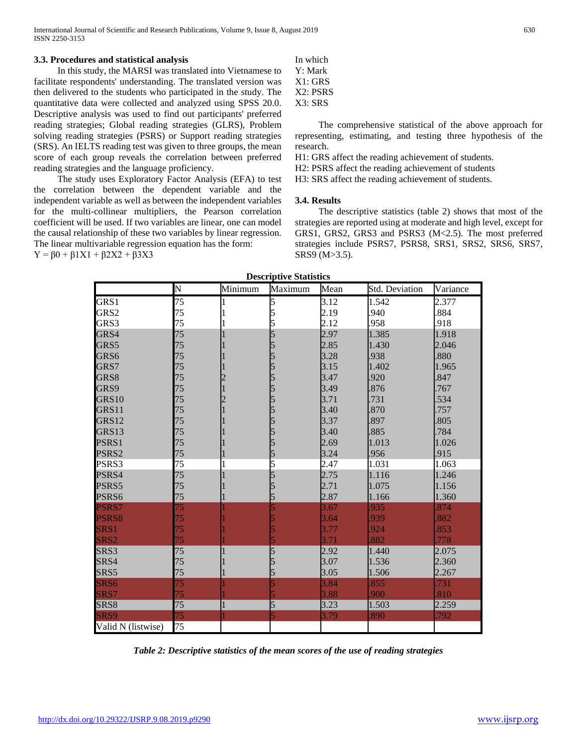### 3.3. Procedures and statistical analysis

In this study, the MARSI was translated into Vietnamese to facilitate respondents' understanding. The translated version was then delivered to the students who participated in the study. The quantitative data were collected and analyzed using SPSS 20.0. Descriptive analysis was used to find out participants' preferred reading strategies; Global reading strategies (GLRS), Problem solving reading strategies (PSRS) or Support reading strategies (SRS). An IELTS reading test was given to three groups, the mean score of each group reveals the correlation between preferred reading strategies and the language proficiency.

The study uses Exploratory Factor Analysis (EFA) to test the correlation between the dependent variable and the independent variable as well as between the independent variables for the multi-collinear multipliers, the Pearson correlation coefficient will be used. If two variables are linear, one can model the causal relationship of these two variables by linear regression. The linear multivariable regression equation has the form:

$Y = \beta 0 + \beta 1X1 + \beta 2X2 + \beta 3X3$

In which

Y: Mark

X1: GRS

X2: PSRS

X3: SRS

The comprehensive statistical of the above approach for representing, estimating, and testing three hypothesis of the research.

H1: GRS affect the reading achievement of students.

H2: PSRS affect the reading achievement of students

H3: SRS affect the reading achievement of students.

### 3.4. Results

The descriptive statistics (table 2) shows that most of the strategies are reported using at moderate and high level, except for GRS1, GRS2, GRS3 and PSRS3 (M<2.5). The most preferred strategies include PSRS7, PSRS8, SRS1, SRS2, SRS6, SRS7, SRS9 (M>3.5).

**Descriptive Statistics**

| | N | Minimum | Maximum | Mean | Std. Deviation | Variance |
|---|---|---|---|---|---|---|
| GRS1 | 75 | 1 | 5 | 3.12 | 1.542 | 2.377 |
| GRS2 | 75 | 1 | 5 | 2.19 | .940 | .884 |
| GRS3 | 75 | 1 | 5 | 2.12 | .958 | .918 |
| GRS4 | 75 | 1 | 5 | 2.97 | 1.385 | 1.918 |
| GRS5 | 75 | 1 | 5 | 2.85 | 1.430 | 2.046 |
| GRS6 | 75 | 1 | 5 | 3.28 | .938 | .880 |
| GRS7 | 75 | 1 | 5 | 3.15 | 1.402 | 1.965 |
| GRS8 | 75 | 2 | 5 | 3.47 | .920 | .847 |
| GRS9 | 75 | 1 | 5 | 3.49 | .876 | .767 |
| GRS10 | 75 | 2 | 5 | 3.71 | .731 | .534 |
| GRS11 | 75 | 1 | 5 | 3.40 | .870 | .757 |
| GRS12 | 75 | 1 | 5 | 3.37 | .897 | .805 |
| GRS13 | 75 | 1 | 5 | 3.40 | .885 | .784 |
| PSRS1 | 75 | 1 | 5 | 2.69 | 1.013 | 1.026 |
| PSRS2 | 75 | 1 | 5 | 3.24 | .956 | .915 |
| PSRS3 | 75 | 1 | 5 | 2.47 | 1.031 | 1.063 |
| PSRS4 | 75 | 1 | 5 | 2.75 | 1.116 | 1.246 |
| PSRS5 | 75 | 1 | 5 | 2.71 | 1.075 | 1.156 |
| PSRS6 | 75 | 1 | 5 | 2.87 | 1.166 | 1.360 |
| PSRS7 | 75 | 1 | 5 | 3.67 | .935 | .874 |
| PSRS8 | 75 | 1 | 5 | 3.64 | .939 | .882 |
| SRS1 | 75 | 1 | 5 | 3.77 | .924 | .853 |
| SRS2 | 75 | 1 | 5 | 3.71 | .882 | .778 |
| SRS3 | 75 | 1 | 5 | 2.92 | 1.440 | 2.075 |
| SRS4 | 75 | 1 | 5 | 3.07 | 1.536 | 2.360 |
| SRS5 | 75 | 1 | 5 | 3.05 | 1.506 | 2.267 |
| SRS6 | 75 | 1 | 5 | 3.84 | .855 | .731 |
| SRS7 | 75 | 1 | 5 | 3.88 | .900 | .810 |
| SRS8 | 75 | 1 | 5 | 3.23 | 1.503 | 2.259 |
| SRS9 | 75 | 1 | 5 | 3.79 | .890 | .792 |
| Valid N (listwise) | 75 | | | | | |

*Table 2: Descriptive statistics of the mean scores of the use of reading strategies*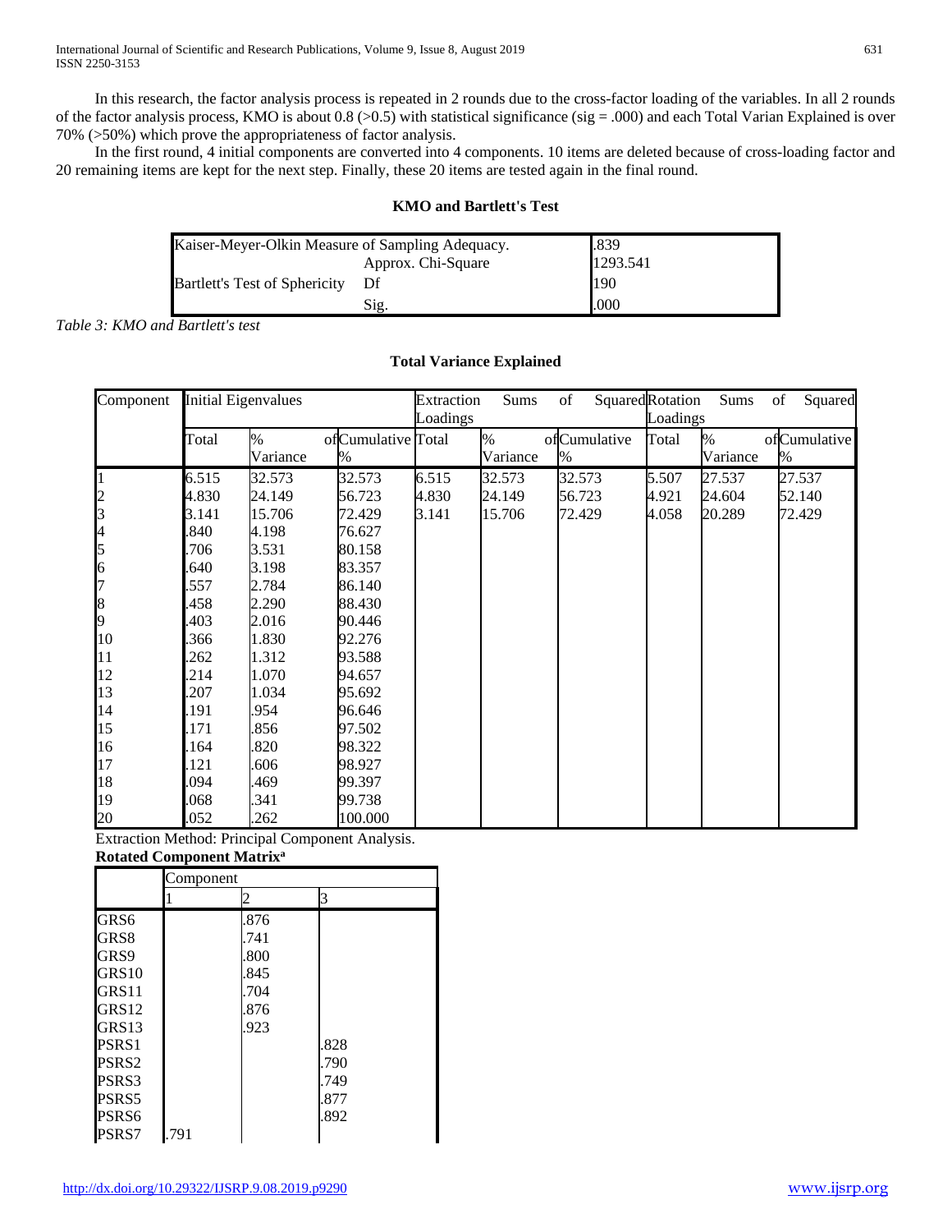In this research, the factor analysis process is repeated in 2 rounds due to the cross-factor loading of the variables. In all 2 rounds of the factor analysis process, KMO is about 0.8 (>0.5) with statistical significance (sig = .000) and each Total Varian Explained is over 70% (>50%) which prove the appropriateness of factor analysis.

In the first round, 4 initial components are converted into 4 components. 10 items are deleted because of cross-loading factor and 20 remaining items are kept for the next step. Finally, these 20 items are tested again in the final round.

**KMO and Bartlett's Test**

| | | |
|---|---|---|
| Kaiser-Meyer-Olkin Measure of Sampling Adequacy. | | .839 |
| Bartlett's Test of Sphericity | Approx. Chi-Square | 1293.541 |
| | Df | 190 |
| | Sig. | .000 |

*Table 3: KMO and Bartlett's test*

**Total Variance Explained**

| Component | Initial Eigenvalues | | | Extraction Sums of Squared Loadings | | | Rotation Sums of Squared Loadings | | |
|---|---|---|---|---|---|---|---|---|---|
| | Total | % of Variance | Cumulative % | Total | % of Variance | Cumulative % | Total | % of Variance | Cumulative % |
| 1 | 6.515 | 32.573 | 32.573 | 6.515 | 32.573 | 32.573 | 5.507 | 27.537 | 27.537 |
| 2 | 4.830 | 24.149 | 56.723 | 4.830 | 24.149 | 56.723 | 4.921 | 24.604 | 52.140 |
| 3 | 3.141 | 15.706 | 72.429 | 3.141 | 15.706 | 72.429 | 4.058 | 20.289 | 72.429 |
| 4 | .840 | 4.198 | 76.627 | | | | | | |
| 5 | .706 | 3.531 | 80.158 | | | | | | |
| 6 | .640 | 3.198 | 83.357 | | | | | | |
| 7 | .557 | 2.784 | 86.140 | | | | | | |
| 8 | .458 | 2.290 | 88.430 | | | | | | |
| 9 | .403 | 2.016 | 90.446 | | | | | | |
| 10 | .366 | 1.830 | 92.276 | | | | | | |
| 11 | .262 | 1.312 | 93.588 | | | | | | |
| 12 | .214 | 1.070 | 94.657 | | | | | | |
| 13 | .207 | 1.034 | 95.692 | | | | | | |
| 14 | .191 | .954 | 96.646 | | | | | | |
| 15 | .171 | .856 | 97.502 | | | | | | |
| 16 | .164 | .820 | 98.322 | | | | | | |
| 17 | .121 | .606 | 98.927 | | | | | | |
| 18 | .094 | .469 | 99.397 | | | | | | |
| 19 | .068 | .341 | 99.738 | | | | | | |
| 20 | .052 | .262 | 100.000 | | | | | | |

Extraction Method: Principal Component Analysis.

**Rotated Component Matrix[a]**

| | Component | | |
|---|---|---|---|
| | 1 | 2 | 3 |
| GRS6 | | .876 | |
| GRS8 | | .741 | |
| GRS9 | | .800 | |
| GRS10 | | .845 | |
| GRS11 | | .704 | |
| GRS12 | | .876 | |
| GRS13 | | .923 | |
| PSRS1 | | | .828 |
| PSRS2 | | | .790 |
| PSRS3 | | | .749 |
| PSRS5 | | | .877 |
| PSRS6 | | | .892 |
| PSRS7 | .791 | | |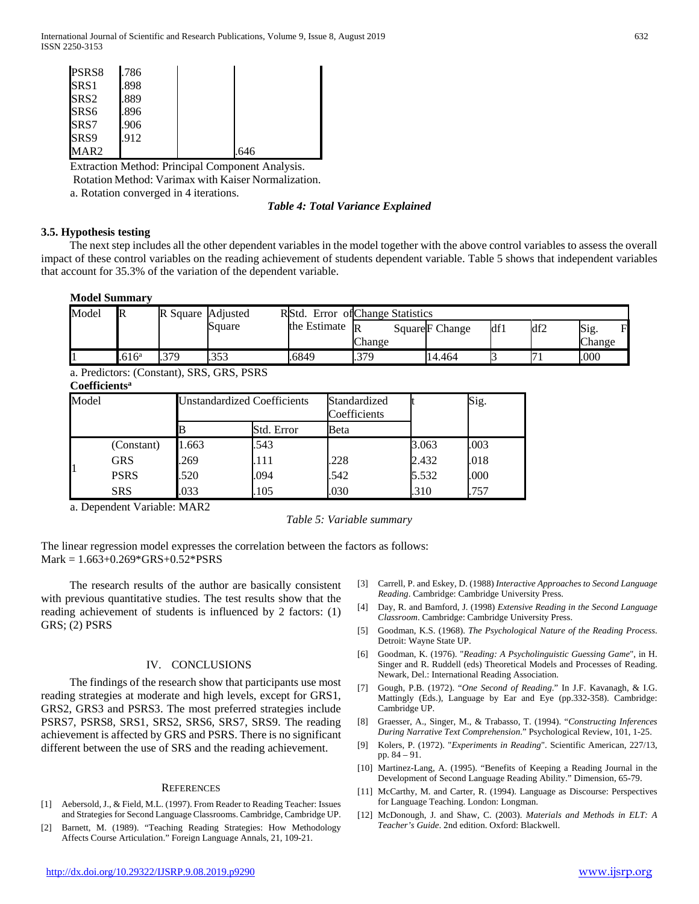| | | | |
|---|---|---|---|
| PSRS8 | .786 | | |
| SRS1 | .898 | | |
| SRS2 | .889 | | |
| SRS6 | .896 | | |
| SRS7 | .906 | | |
| SRS9 | .912 | | |
| MAR2 | | | .646 |

Extraction Method: Principal Component Analysis.
Rotation Method: Varimax with Kaiser Normalization.
a. Rotation converged in 4 iterations.

*Table 4: Total Variance Explained*

### 3.5. Hypothesis testing

The next step includes all the other dependent variables in the model together with the above control variables to assess the overall impact of these control variables on the reading achievement of students dependent variable. Table 5 shows that independent variables that account for 35.3% of the variation of the dependent variable.

**Model Summary**

| Model | R | R Square | Adjusted R Square | Std. Error of the Estimate | Change Statistics | | | | |
|---|---|---|---|---|---|---|---|---|---|
| | | | | | R Square Change | F Change | df1 | df2 | Sig. F Change |
| 1 | .616[a] | .379 | .353 | .6849 | .379 | 14.464 | 3 | 71 | .000 |

a. Predictors: (Constant), SRS, GRS, PSRS

**Coefficients[a]**

| Model | | Unstandardized Coefficients | | Standardized Coefficients | t | Sig. |
|---|---|---|---|---|---|---|
| | | B | Std. Error | Beta | | |
| 1 | (Constant) | 1.663 | .543 | | 3.063 | .003 |
| | GRS | .269 | .111 | .228 | 2.432 | .018 |
| | PSRS | .520 | .094 | .542 | 5.532 | .000 |
| | SRS | .033 | .105 | .030 | .310 | .757 |

a. Dependent Variable: MAR2

*Table 5: Variable summary*

The linear regression model expresses the correlation between the factors as follows:
Mark = 1.663+0.269*GRS+0.52*PSRS

The research results of the author are basically consistent with previous quantitative studies. The test results show that the reading achievement of students is influenced by 2 factors: (1) GRS; (2) PSRS

## IV. CONCLUSIONS

The findings of the research show that participants use most reading strategies at moderate and high levels, except for GRS1, GRS2, GRS3 and PSRS3. The most preferred strategies include PSRS7, PSRS8, SRS1, SRS2, SRS6, SRS7, SRS9. The reading achievement is affected by GRS and PSRS. There is no significant different between the use of SRS and the reading achievement.

## REFERENCES

[1] Aebersold, J., & Field, M.L. (1997). From Reader to Reading Teacher: Issues and Strategies for Second Language Classrooms. Cambridge, Cambridge UP.

[2] Barnett, M. (1989). "Teaching Reading Strategies: How Methodology Affects Course Articulation." Foreign Language Annals, 21, 109-21.

[3] Carrell, P. and Eskey, D. (1988) *Interactive Approaches to Second Language Reading*. Cambridge: Cambridge University Press.

[4] Day, R. and Bamford, J. (1998) *Extensive Reading in the Second Language Classroom*. Cambridge: Cambridge University Press.

[5] Goodman, K.S. (1968). *The Psychological Nature of the Reading Process*. Detroit: Wayne State UP.

[6] Goodman, K. (1976). "*Reading: A Psycholinguistic Guessing Game*", in H. Singer and R. Ruddell (eds) Theoretical Models and Processes of Reading. Newark, Del.: International Reading Association.

[7] Gough, P.B. (1972). "*One Second of Reading*." In J.F. Kavanagh, & I.G. Mattingly (Eds.), Language by Ear and Eye (pp.332-358). Cambridge: Cambridge UP.

[8] Graesser, A., Singer, M., & Trabasso, T. (1994). "*Constructing Inferences During Narrative Text Comprehension*." Psychological Review, 101, 1-25.

[9] Kolers, P. (1972). "*Experiments in Reading*". Scientific American, 227/13, pp. 84 – 91.

[10] Martinez-Lang, A. (1995). "Benefits of Keeping a Reading Journal in the Development of Second Language Reading Ability." Dimension, 65-79.

[11] McCarthy, M. and Carter, R. (1994). Language as Discourse: Perspectives for Language Teaching. London: Longman.

[12] McDonough, J. and Shaw, C. (2003). *Materials and Methods in ELT: A Teacher's Guide*. 2nd edition. Oxford: Blackwell.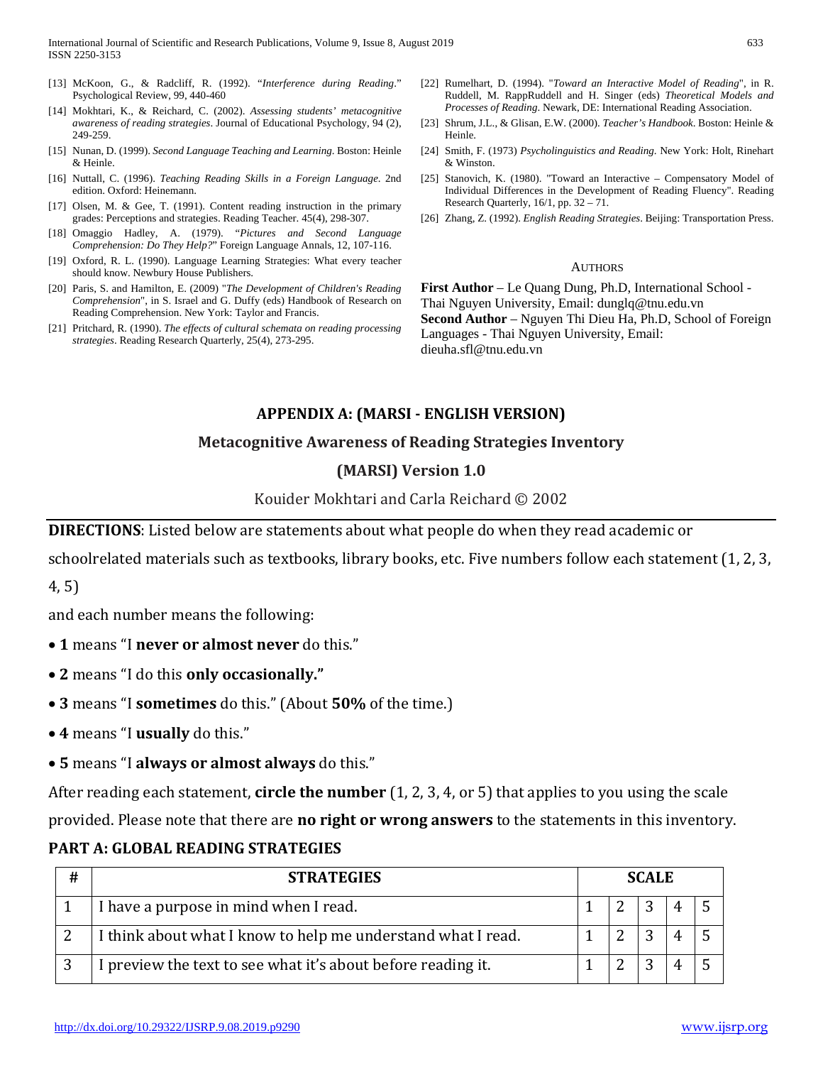[13] McKoon, G., & Radcliff, R. (1992). "*Interference during Reading*." Psychological Review, 99, 440-460

[14] Mokhtari, K., & Reichard, C. (2002). *Assessing students' metacognitive awareness of reading strategies*. Journal of Educational Psychology, 94 (2), 249-259.

[15] Nunan, D. (1999). *Second Language Teaching and Learning*. Boston: Heinle & Heinle.

[16] Nuttall, C. (1996). *Teaching Reading Skills in a Foreign Language*. 2nd edition. Oxford: Heinemann.

[17] Olsen, M. & Gee, T. (1991). Content reading instruction in the primary grades: Perceptions and strategies. Reading Teacher. 45(4), 298-307.

[18] Omaggio Hadley, A. (1979). "*Pictures and Second Language Comprehension: Do They Help?*" Foreign Language Annals, 12, 107-116.

[19] Oxford, R. L. (1990). Language Learning Strategies: What every teacher should know. Newbury House Publishers.

[20] Paris, S. and Hamilton, E. (2009) "*The Development of Children's Reading Comprehension*", in S. Israel and G. Duffy (eds) Handbook of Research on Reading Comprehension. New York: Taylor and Francis.

[21] Pritchard, R. (1990). *The effects of cultural schemata on reading processing strategies*. Reading Research Quarterly, 25(4), 273-295.

[22] Rumelhart, D. (1994). "*Toward an Interactive Model of Reading*", in R. Ruddell, M. RappRuddell and H. Singer (eds) *Theoretical Models and Processes of Reading*. Newark, DE: International Reading Association.

[23] Shrum, J.L., & Glisan, E.W. (2000). *Teacher's Handbook*. Boston: Heinle & Heinle.

[24] Smith, F. (1973) *Psycholinguistics and Reading*. New York: Holt, Rinehart & Winston.

[25] Stanovich, K. (1980). "Toward an Interactive – Compensatory Model of Individual Differences in the Development of Reading Fluency". Reading Research Quarterly, 16/1, pp. 32 – 71.

[26] Zhang, Z. (1992). *English Reading Strategies*. Beijing: Transportation Press.

AUTHORS

**First Author** – Le Quang Dung, Ph.D, International School - Thai Nguyen University, Email: dunglq@tnu.edu.vn
**Second Author** – Nguyen Thi Dieu Ha, Ph.D, School of Foreign Languages - Thai Nguyen University, Email: dieuha.sfl@tnu.edu.vn

## APPENDIX A: (MARSI - ENGLISH VERSION)

### Metacognitive Awareness of Reading Strategies Inventory

### (MARSI) Version 1.0

Kouider Mokhtari and Carla Reichard © 2002

**DIRECTIONS**: Listed below are statements about what people do when they read academic or schoolrelated materials such as textbooks, library books, etc. Five numbers follow each statement (1, 2, 3, 4, 5)

and each number means the following:

- **1** means "I **never or almost never** do this."
- **2** means "I do this **only occasionally."**
- **3** means "I **sometimes** do this." (About **50%** of the time.)
- **4** means "I **usually** do this."
- **5** means "I **always or almost always** do this."

After reading each statement, **circle the number** (1, 2, 3, 4, or 5) that applies to you using the scale provided. Please note that there are **no right or wrong answers** to the statements in this inventory.

**PART A: GLOBAL READING STRATEGIES**

| # | STRATEGIES | SCALE | | | | |
|---|---|---|---|---|---|---|
| 1 | I have a purpose in mind when I read. | 1 | 2 | 3 | 4 | 5 |
| 2 | I think about what I know to help me understand what I read. | 1 | 2 | 3 | 4 | 5 |
| 3 | I preview the text to see what it's about before reading it. | 1 | 2 | 3 | 4 | 5 |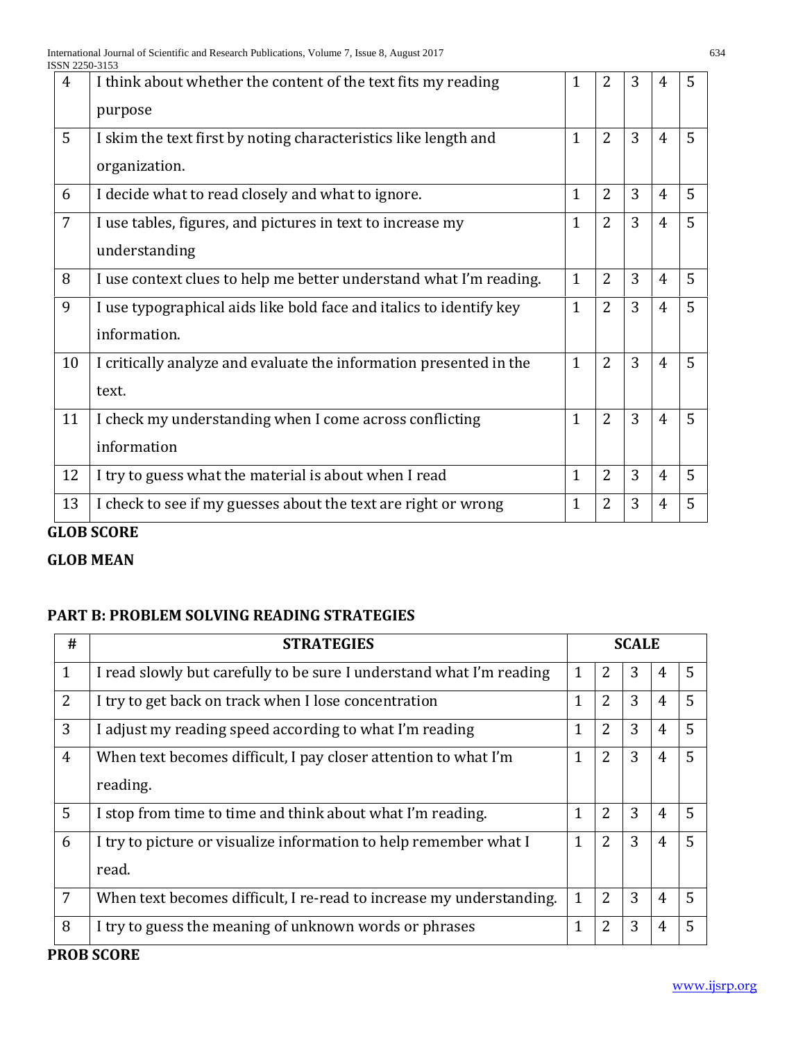| | | | | | | |
|---|---|---|---|---|---|---|
| 4 | I think about whether the content of the text fits my reading purpose | 1 | 2 | 3 | 4 | 5 |
| 5 | I skim the text first by noting characteristics like length and organization. | 1 | 2 | 3 | 4 | 5 |
| 6 | I decide what to read closely and what to ignore. | 1 | 2 | 3 | 4 | 5 |
| 7 | I use tables, figures, and pictures in text to increase my understanding | 1 | 2 | 3 | 4 | 5 |
| 8 | I use context clues to help me better understand what I'm reading. | 1 | 2 | 3 | 4 | 5 |
| 9 | I use typographical aids like bold face and italics to identify key information. | 1 | 2 | 3 | 4 | 5 |
| 10 | I critically analyze and evaluate the information presented in the text. | 1 | 2 | 3 | 4 | 5 |
| 11 | I check my understanding when I come across conflicting information | 1 | 2 | 3 | 4 | 5 |
| 12 | I try to guess what the material is about when I read | 1 | 2 | 3 | 4 | 5 |
| 13 | I check to see if my guesses about the text are right or wrong | 1 | 2 | 3 | 4 | 5 |

**GLOB SCORE**

**GLOB MEAN**

**PART B: PROBLEM SOLVING READING STRATEGIES**

| # | STRATEGIES | SCALE | | | | |
|---|---|---|---|---|---|---|
| 1 | I read slowly but carefully to be sure I understand what I'm reading | 1 | 2 | 3 | 4 | 5 |
| 2 | I try to get back on track when I lose concentration | 1 | 2 | 3 | 4 | 5 |
| 3 | I adjust my reading speed according to what I'm reading | 1 | 2 | 3 | 4 | 5 |
| 4 | When text becomes difficult, I pay closer attention to what I'm reading. | 1 | 2 | 3 | 4 | 5 |
| 5 | I stop from time to time and think about what I'm reading. | 1 | 2 | 3 | 4 | 5 |
| 6 | I try to picture or visualize information to help remember what I read. | 1 | 2 | 3 | 4 | 5 |
| 7 | When text becomes difficult, I re-read to increase my understanding. | 1 | 2 | 3 | 4 | 5 |
| 8 | I try to guess the meaning of unknown words or phrases | 1 | 2 | 3 | 4 | 5 |

**PROB SCORE**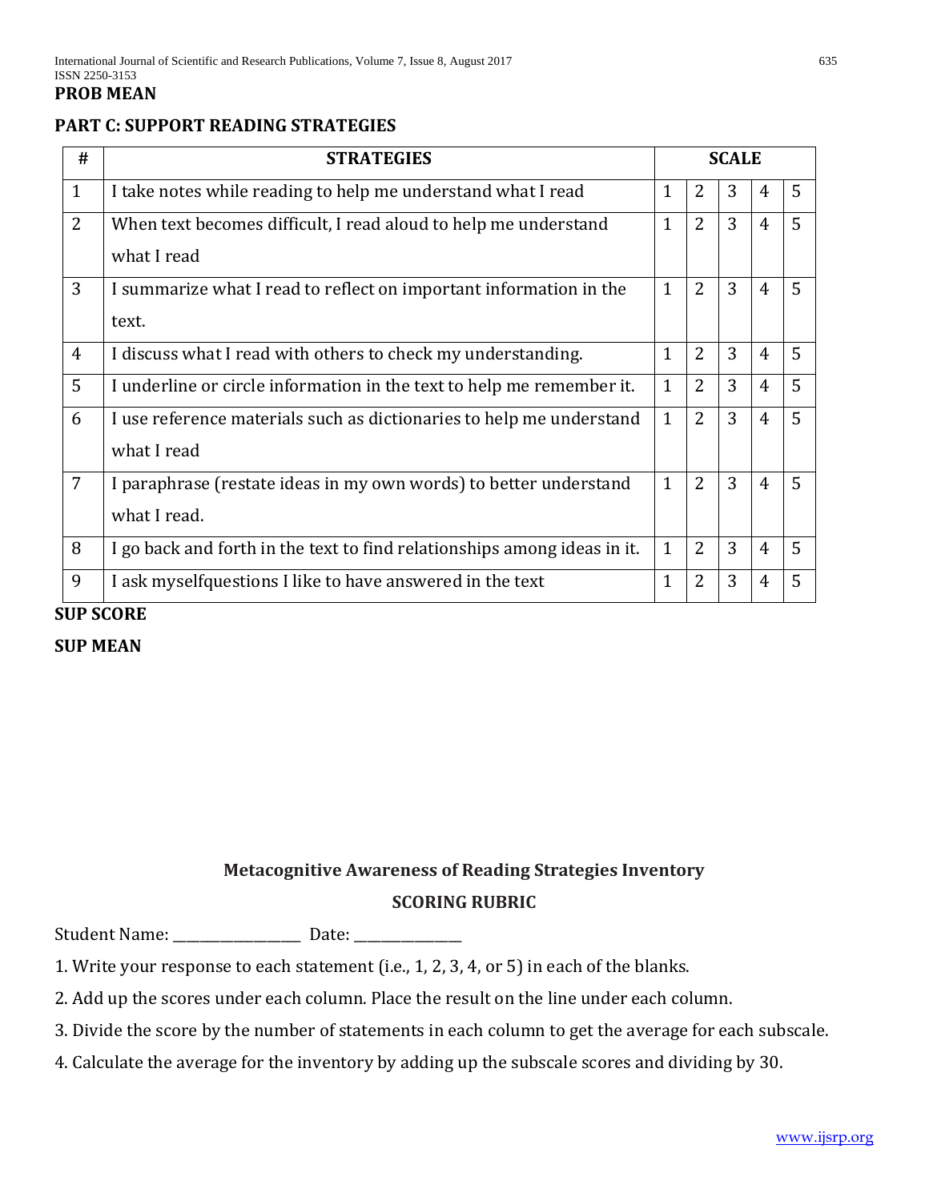**PROB MEAN**

**PART C: SUPPORT READING STRATEGIES**

| # | STRATEGIES | SCALE | | | | |
|---|---|---|---|---|---|---|
| 1 | I take notes while reading to help me understand what I read | 1 | 2 | 3 | 4 | 5 |
| 2 | When text becomes difficult, I read aloud to help me understand what I read | 1 | 2 | 3 | 4 | 5 |
| 3 | I summarize what I read to reflect on important information in the text. | 1 | 2 | 3 | 4 | 5 |
| 4 | I discuss what I read with others to check my understanding. | 1 | 2 | 3 | 4 | 5 |
| 5 | I underline or circle information in the text to help me remember it. | 1 | 2 | 3 | 4 | 5 |
| 6 | I use reference materials such as dictionaries to help me understand what I read | 1 | 2 | 3 | 4 | 5 |
| 7 | I paraphrase (restate ideas in my own words) to better understand what I read. | 1 | 2 | 3 | 4 | 5 |
| 8 | I go back and forth in the text to find relationships among ideas in it. | 1 | 2 | 3 | 4 | 5 |
| 9 | I ask myselfquestions I like to have answered in the text | 1 | 2 | 3 | 4 | 5 |

**SUP SCORE**

**SUP MEAN**

### Metacognitive Awareness of Reading Strategies Inventory

### SCORING RUBRIC

Student Name: __________________ Date: _______________

1. Write your response to each statement (i.e., 1, 2, 3, 4, or 5) in each of the blanks.
2. Add up the scores under each column. Place the result on the line under each column.
3. Divide the score by the number of statements in each column to get the average for each subscale.
4. Calculate the average for the inventory by adding up the subscale scores and dividing by 30.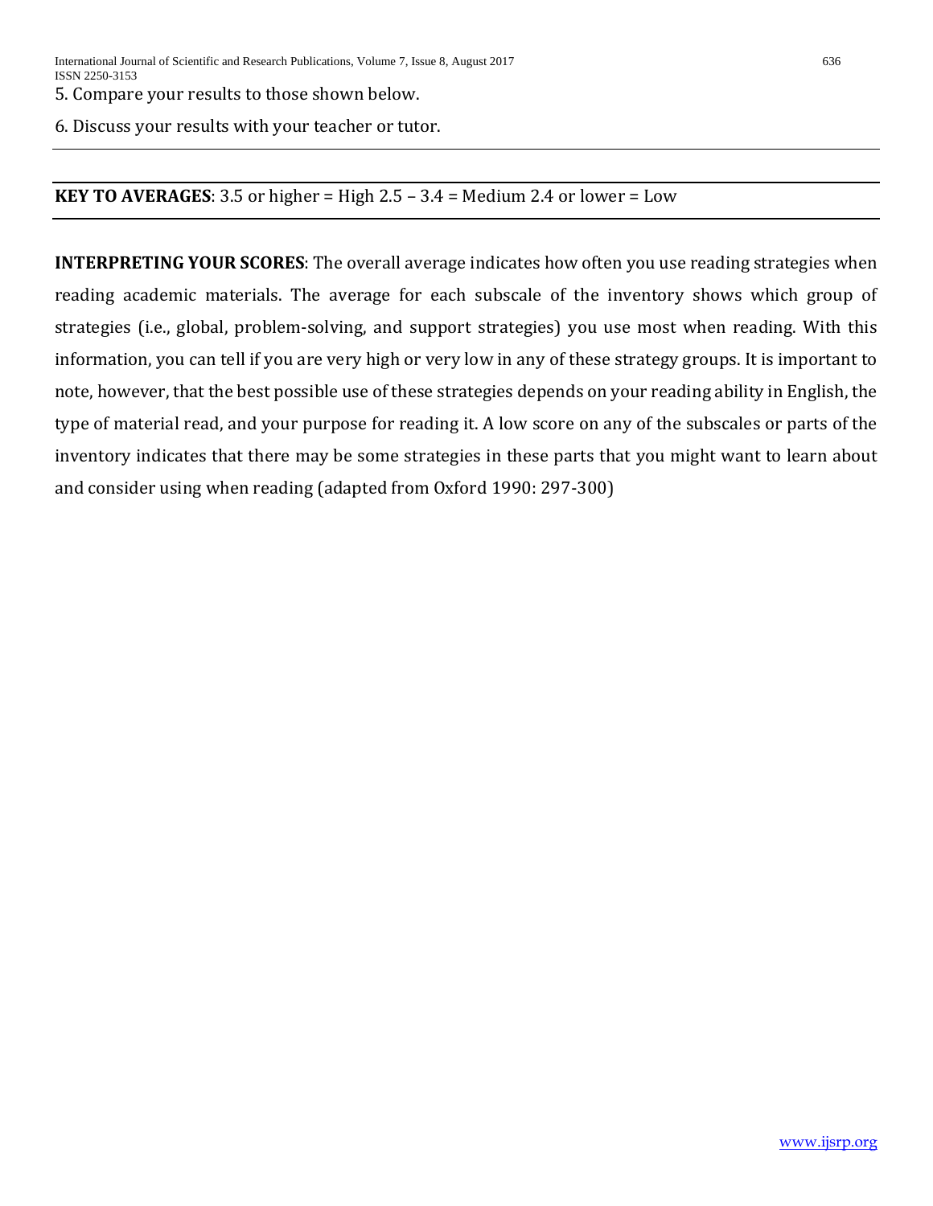5. Compare your results to those shown below.

6. Discuss your results with your teacher or tutor.

---

**KEY TO AVERAGES**: 3.5 or higher = High 2.5 – 3.4 = Medium 2.4 or lower = Low

---

**INTERPRETING YOUR SCORES**: The overall average indicates how often you use reading strategies when reading academic materials. The average for each subscale of the inventory shows which group of strategies (i.e., global, problem-solving, and support strategies) you use most when reading. With this information, you can tell if you are very high or very low in any of these strategy groups. It is important to note, however, that the best possible use of these strategies depends on your reading ability in English, the type of material read, and your purpose for reading it. A low score on any of the subscales or parts of the inventory indicates that there may be some strategies in these parts that you might want to learn about and consider using when reading (adapted from Oxford 1990: 297-300)